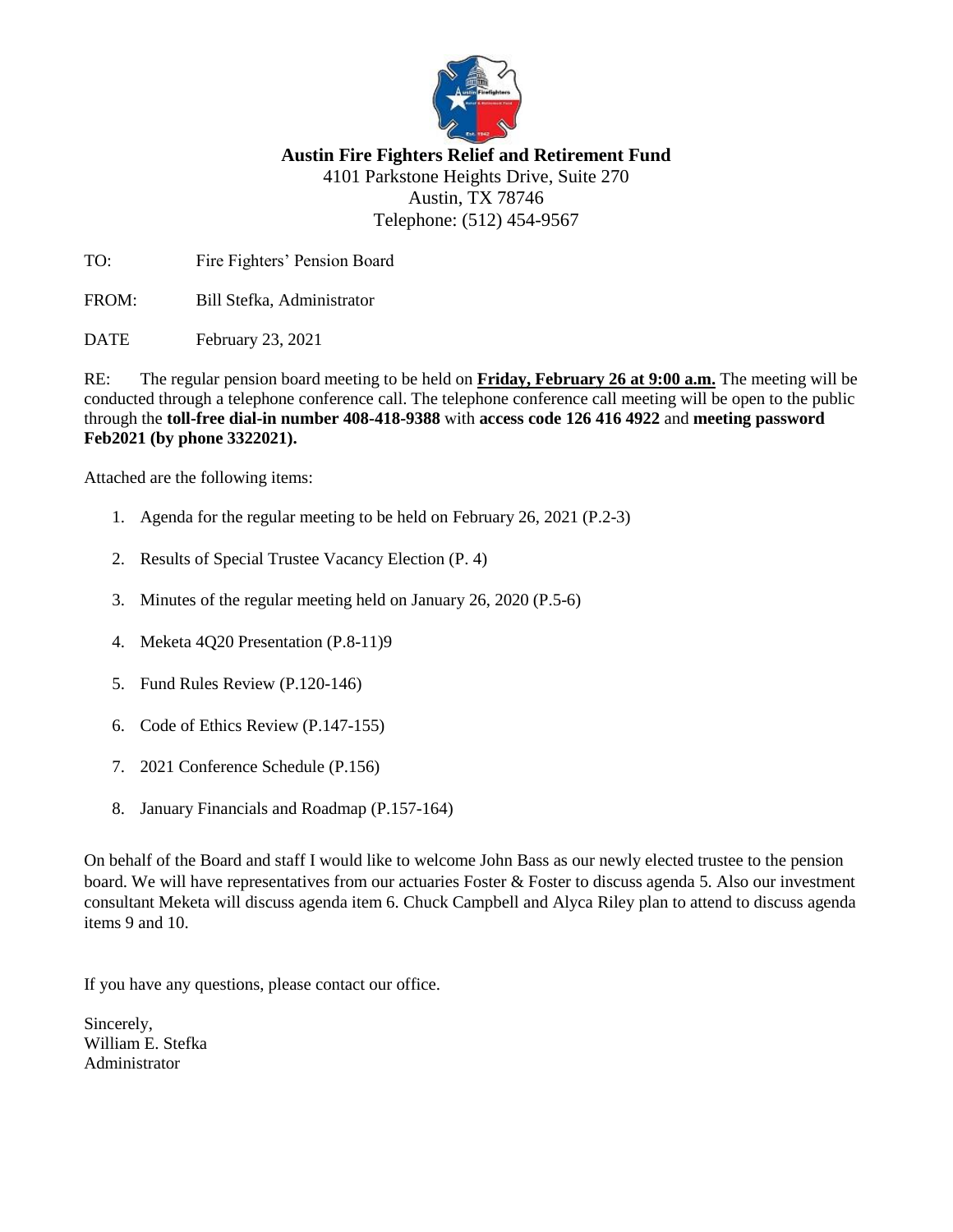**Austin Fire Fighters Relief and Retirement Fund**
4101 Parkstone Heights Drive, Suite 270
Austin, TX 78746
Telephone: (512) 454-9567

TO: Fire Fighters' Pension Board

FROM: Bill Stefka, Administrator

DATE February 23, 2021

RE: The regular pension board meeting to be held on **Friday, February 26 at 9:00 a.m.** The meeting will be conducted through a telephone conference call. The telephone conference call meeting will be open to the public through the **toll-free dial-in number 408-418-9388** with **access code 126 416 4922** and **meeting password Feb2021 (by phone 3322021).**

Attached are the following items:

1. Agenda for the regular meeting to be held on February 26, 2021 (P.2-3)
2. Results of Special Trustee Vacancy Election (P. 4)
3. Minutes of the regular meeting held on January 26, 2020 (P.5-6)
4. Meketa 4Q20 Presentation (P.8-11)9
5. Fund Rules Review (P.120-146)
6. Code of Ethics Review (P.147-155)
7. 2021 Conference Schedule (P.156)
8. January Financials and Roadmap (P.157-164)

On behalf of the Board and staff I would like to welcome John Bass as our newly elected trustee to the pension board. We will have representatives from our actuaries Foster & Foster to discuss agenda 5. Also our investment consultant Meketa will discuss agenda item 6. Chuck Campbell and Alyca Riley plan to attend to discuss agenda items 9 and 10.

If you have any questions, please contact our office.

Sincerely,
William E. Stefka
Administrator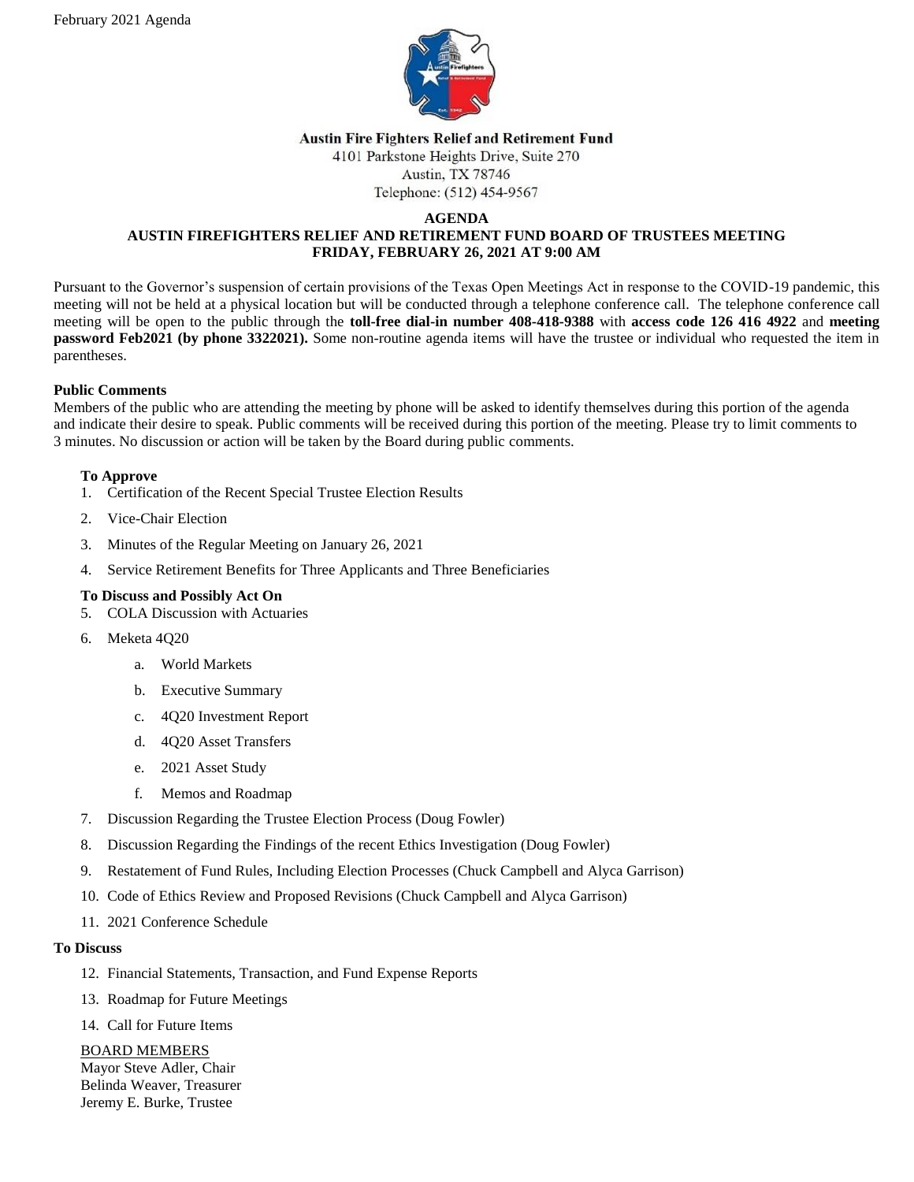February 2021 Agenda

**Austin Fire Fighters Relief and Retirement Fund**
4101 Parkstone Heights Drive, Suite 270
Austin, TX 78746
Telephone: (512) 454-9567

**AGENDA**
**AUSTIN FIREFIGHTERS RELIEF AND RETIREMENT FUND BOARD OF TRUSTEES MEETING**
**FRIDAY, FEBRUARY 26, 2021 AT 9:00 AM**

Pursuant to the Governor's suspension of certain provisions of the Texas Open Meetings Act in response to the COVID-19 pandemic, this meeting will not be held at a physical location but will be conducted through a telephone conference call. The telephone conference call meeting will be open to the public through the **toll-free dial-in number 408-418-9388** with **access code 126 416 4922** and **meeting password Feb2021 (by phone 3322021).** Some non-routine agenda items will have the trustee or individual who requested the item in parentheses.

**Public Comments**
Members of the public who are attending the meeting by phone will be asked to identify themselves during this portion of the agenda and indicate their desire to speak. Public comments will be received during this portion of the meeting. Please try to limit comments to 3 minutes. No discussion or action will be taken by the Board during public comments.

**To Approve**

1. Certification of the Recent Special Trustee Election Results
2. Vice-Chair Election
3. Minutes of the Regular Meeting on January 26, 2021
4. Service Retirement Benefits for Three Applicants and Three Beneficiaries

**To Discuss and Possibly Act On**

5. COLA Discussion with Actuaries
6. Meketa 4Q20
    a. World Markets
    b. Executive Summary
    c. 4Q20 Investment Report
    d. 4Q20 Asset Transfers
    e. 2021 Asset Study
    f. Memos and Roadmap
7. Discussion Regarding the Trustee Election Process (Doug Fowler)
8. Discussion Regarding the Findings of the recent Ethics Investigation (Doug Fowler)
9. Restatement of Fund Rules, Including Election Processes (Chuck Campbell and Alyca Garrison)
10. Code of Ethics Review and Proposed Revisions (Chuck Campbell and Alyca Garrison)
11. 2021 Conference Schedule

**To Discuss**

12. Financial Statements, Transaction, and Fund Expense Reports
13. Roadmap for Future Meetings
14. Call for Future Items

BOARD MEMBERS
Mayor Steve Adler, Chair
Belinda Weaver, Treasurer
Jeremy E. Burke, Trustee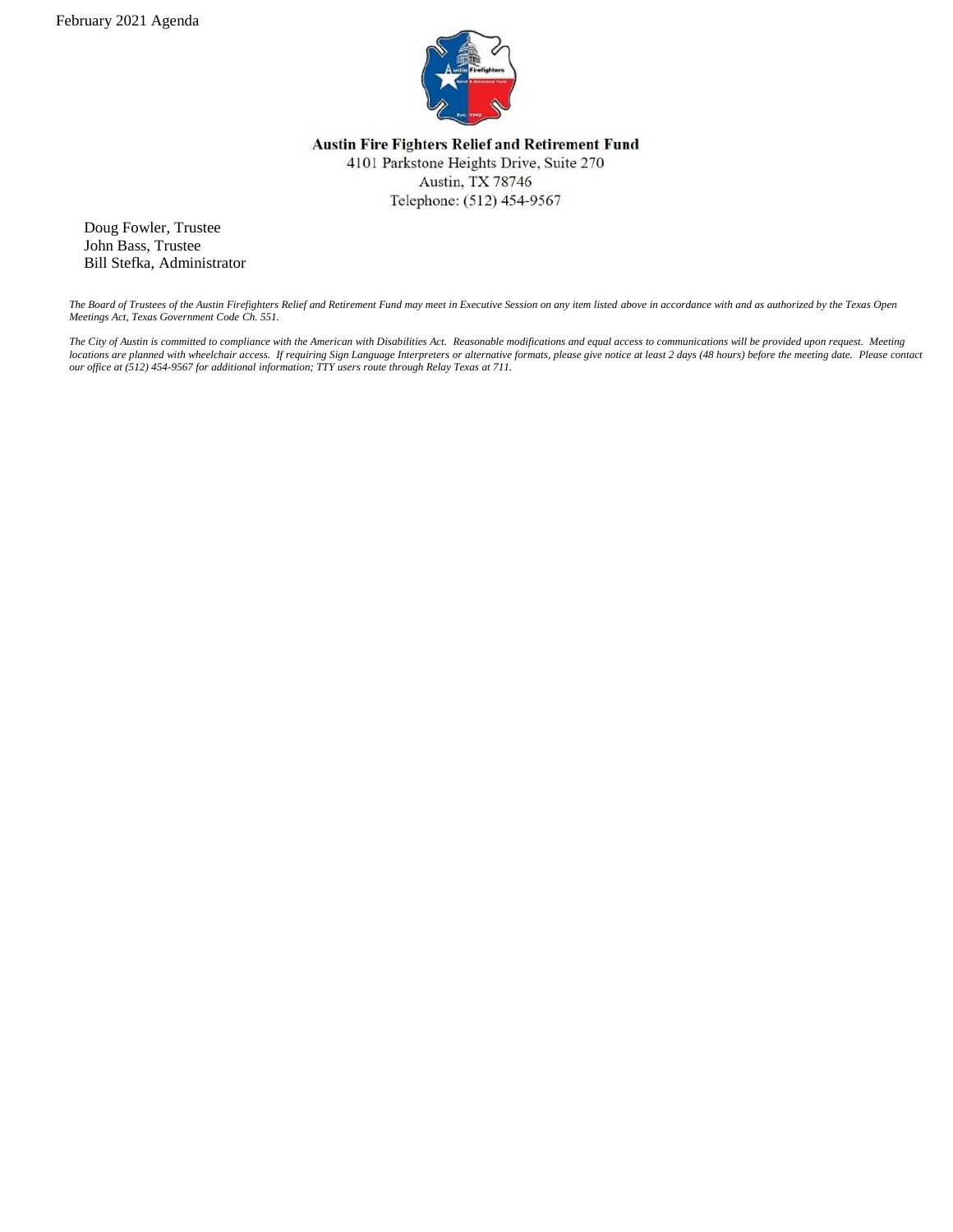**Austin Fire Fighters Relief and Retirement Fund**
4101 Parkstone Heights Drive, Suite 270
Austin, TX 78746
Telephone: (512) 454-9567

Doug Fowler, Trustee
John Bass, Trustee
Bill Stefka, Administrator

*The Board of Trustees of the Austin Firefighters Relief and Retirement Fund may meet in Executive Session on any item listed above in accordance with and as authorized by the Texas Open Meetings Act, Texas Government Code Ch. 551.*

*The City of Austin is committed to compliance with the American with Disabilities Act. Reasonable modifications and equal access to communications will be provided upon request. Meeting locations are planned with wheelchair access. If requiring Sign Language Interpreters or alternative formats, please give notice at least 2 days (48 hours) before the meeting date. Please contact our office at (512) 454-9567 for additional information; TTY users route through Relay Texas at 711.*